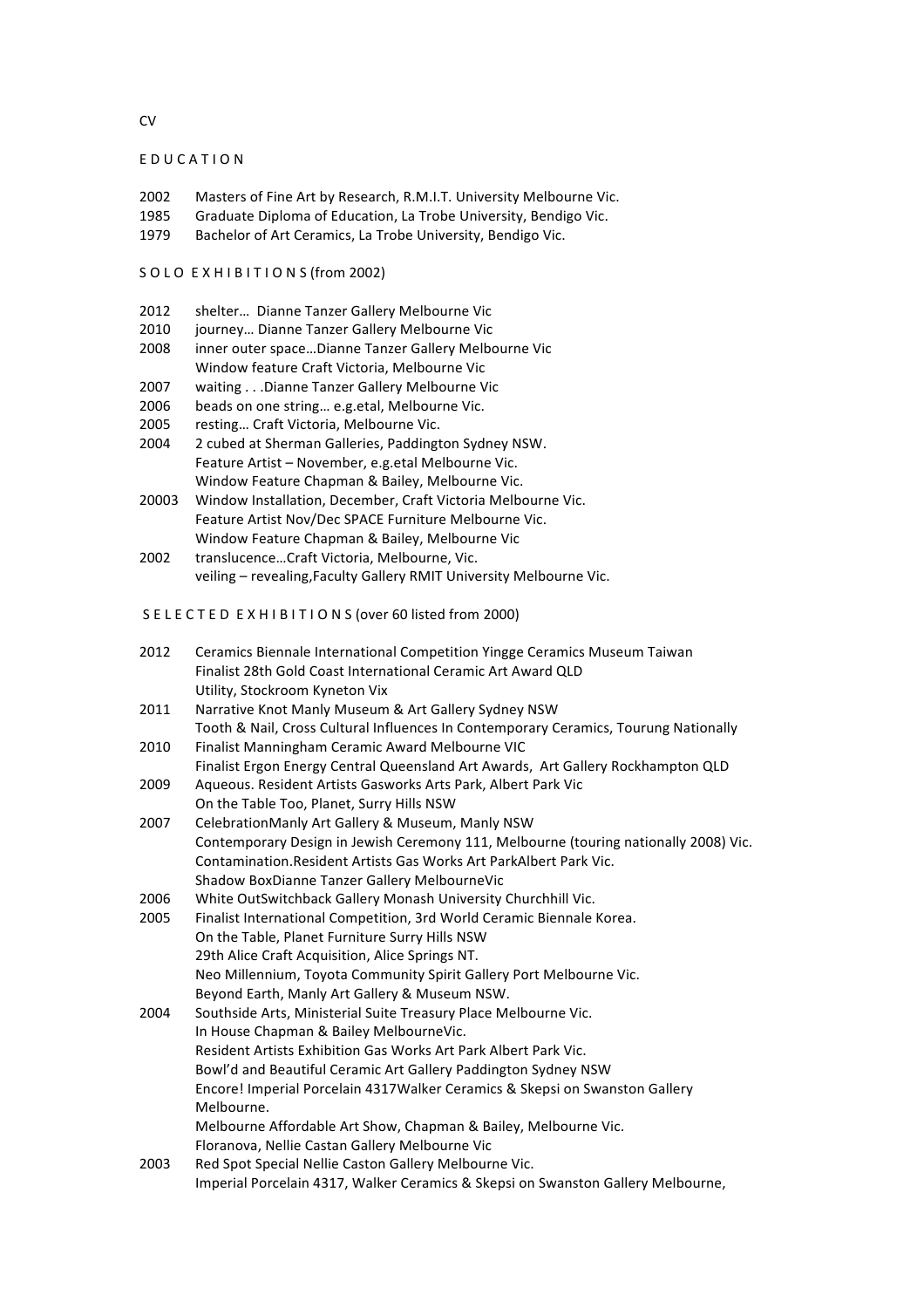CV

## E D U C A T I O N

2002 Masters of Fine Art by Research, R.M.I.T. University Melbourne Vic.
1985 Graduate Diploma of Education, La Trobe University, Bendigo Vic.
1979 Bachelor of Art Ceramics, La Trobe University, Bendigo Vic.

## S O L O E X H I B I T I O N S (from 2002)

2012 shelter… Dianne Tanzer Gallery Melbourne Vic
2010 journey… Dianne Tanzer Gallery Melbourne Vic
2008 inner outer space…Dianne Tanzer Gallery Melbourne Vic
Window feature Craft Victoria, Melbourne Vic
2007 waiting . . .Dianne Tanzer Gallery Melbourne Vic
2006 beads on one string… e.g.etal, Melbourne Vic.
2005 resting… Craft Victoria, Melbourne Vic.
2004 2 cubed at Sherman Galleries, Paddington Sydney NSW.
Feature Artist – November, e.g.etal Melbourne Vic.
Window Feature Chapman & Bailey, Melbourne Vic.
20003 Window Installation, December, Craft Victoria Melbourne Vic.
Feature Artist Nov/Dec SPACE Furniture Melbourne Vic.
Window Feature Chapman & Bailey, Melbourne Vic
2002 translucence…Craft Victoria, Melbourne, Vic.
veiling – revealing,Faculty Gallery RMIT University Melbourne Vic.

## S E L E C T E D E X H I B I T I O N S (over 60 listed from 2000)

2012 Ceramics Biennale International Competition Yingge Ceramics Museum Taiwan
Finalist 28th Gold Coast International Ceramic Art Award QLD
Utility, Stockroom Kyneton Vix
2011 Narrative Knot Manly Museum & Art Gallery Sydney NSW
Tooth & Nail, Cross Cultural Influences In Contemporary Ceramics, Tourung Nationally
2010 Finalist Manningham Ceramic Award Melbourne VIC
Finalist Ergon Energy Central Queensland Art Awards, Art Gallery Rockhampton QLD
2009 Aqueous. Resident Artists Gasworks Arts Park, Albert Park Vic
On the Table Too, Planet, Surry Hills NSW
2007 CelebrationManly Art Gallery & Museum, Manly NSW
Contemporary Design in Jewish Ceremony 111, Melbourne (touring nationally 2008) Vic.
Contamination.Resident Artists Gas Works Art ParkAlbert Park Vic.
Shadow BoxDianne Tanzer Gallery MelbourneVic
2006 White OutSwitchback Gallery Monash University Churchhill Vic.
2005 Finalist International Competition, 3rd World Ceramic Biennale Korea.
On the Table, Planet Furniture Surry Hills NSW
29th Alice Craft Acquisition, Alice Springs NT.
Neo Millennium, Toyota Community Spirit Gallery Port Melbourne Vic.
Beyond Earth, Manly Art Gallery & Museum NSW.
2004 Southside Arts, Ministerial Suite Treasury Place Melbourne Vic.
In House Chapman & Bailey MelbourneVic.
Resident Artists Exhibition Gas Works Art Park Albert Park Vic.
Bowl'd and Beautiful Ceramic Art Gallery Paddington Sydney NSW
Encore! Imperial Porcelain 4317Walker Ceramics & Skepsi on Swanston Gallery Melbourne.
Melbourne Affordable Art Show, Chapman & Bailey, Melbourne Vic.
Floranova, Nellie Castan Gallery Melbourne Vic
2003 Red Spot Special Nellie Caston Gallery Melbourne Vic.
Imperial Porcelain 4317, Walker Ceramics & Skepsi on Swanston Gallery Melbourne,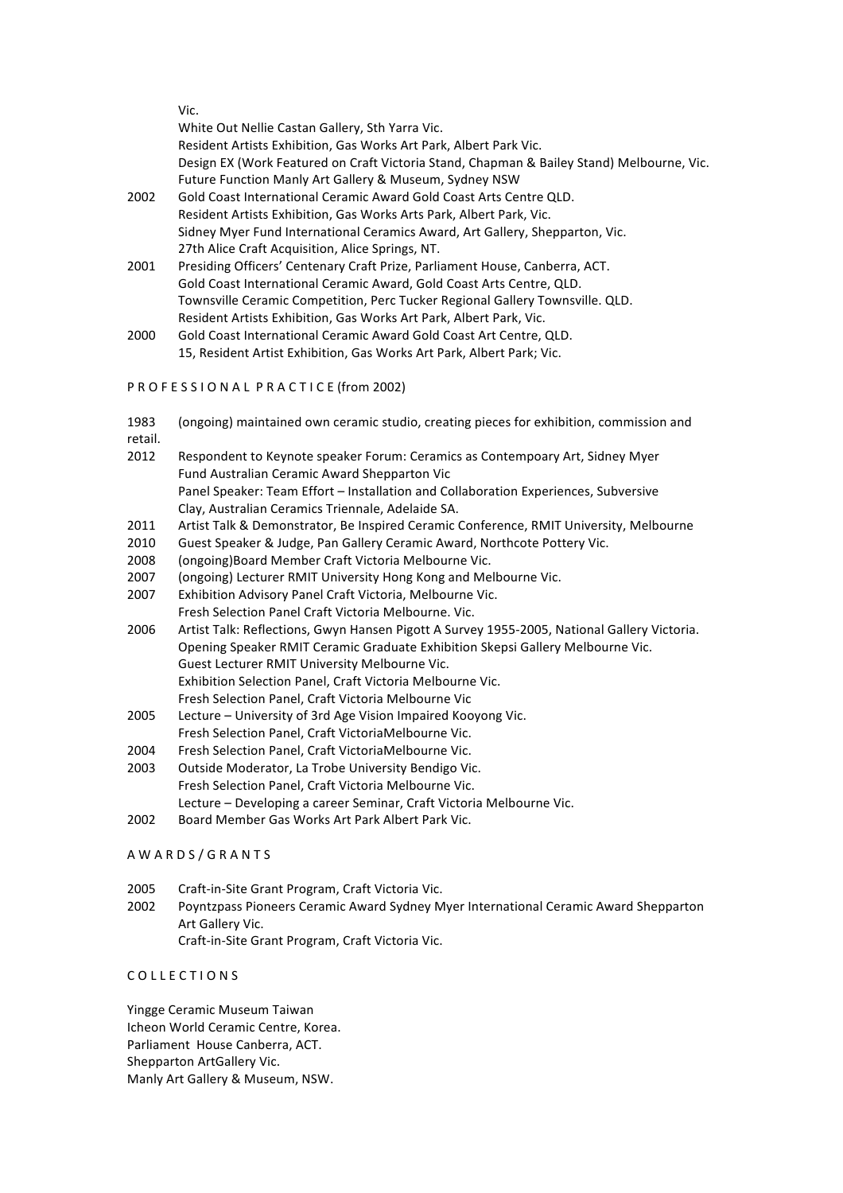Vic.

White Out Nellie Castan Gallery, Sth Yarra Vic.
Resident Artists Exhibition, Gas Works Art Park, Albert Park Vic.
Design EX (Work Featured on Craft Victoria Stand, Chapman & Bailey Stand) Melbourne, Vic.
Future Function Manly Art Gallery & Museum, Sydney NSW

2002 Gold Coast International Ceramic Award Gold Coast Arts Centre QLD.
Resident Artists Exhibition, Gas Works Arts Park, Albert Park, Vic.
Sidney Myer Fund International Ceramics Award, Art Gallery, Shepparton, Vic.
27th Alice Craft Acquisition, Alice Springs, NT.

2001 Presiding Officers' Centenary Craft Prize, Parliament House, Canberra, ACT.
Gold Coast International Ceramic Award, Gold Coast Arts Centre, QLD.
Townsville Ceramic Competition, Perc Tucker Regional Gallery Townsville. QLD.
Resident Artists Exhibition, Gas Works Art Park, Albert Park, Vic.

2000 Gold Coast International Ceramic Award Gold Coast Art Centre, QLD.
15, Resident Artist Exhibition, Gas Works Art Park, Albert Park; Vic.

## P R O F E S S I O N A L P R A C T I C E (from 2002)

1983 (ongoing) maintained own ceramic studio, creating pieces for exhibition, commission and retail.

2012 Respondent to Keynote speaker Forum: Ceramics as Contempoary Art, Sidney Myer Fund Australian Ceramic Award Shepparton Vic
Panel Speaker: Team Effort – Installation and Collaboration Experiences, Subversive Clay, Australian Ceramics Triennale, Adelaide SA.

2011 Artist Talk & Demonstrator, Be Inspired Ceramic Conference, RMIT University, Melbourne

2010 Guest Speaker & Judge, Pan Gallery Ceramic Award, Northcote Pottery Vic.

2008 (ongoing)Board Member Craft Victoria Melbourne Vic.

2007 (ongoing) Lecturer RMIT University Hong Kong and Melbourne Vic.

2007 Exhibition Advisory Panel Craft Victoria, Melbourne Vic.
Fresh Selection Panel Craft Victoria Melbourne. Vic.

2006 Artist Talk: Reflections, Gwyn Hansen Pigott A Survey 1955-2005, National Gallery Victoria.
Opening Speaker RMIT Ceramic Graduate Exhibition Skepsi Gallery Melbourne Vic.
Guest Lecturer RMIT University Melbourne Vic.
Exhibition Selection Panel, Craft Victoria Melbourne Vic.
Fresh Selection Panel, Craft Victoria Melbourne Vic

2005 Lecture – University of 3rd Age Vision Impaired Kooyong Vic.
Fresh Selection Panel, Craft VictoriaMelbourne Vic.

2004 Fresh Selection Panel, Craft VictoriaMelbourne Vic.

2003 Outside Moderator, La Trobe University Bendigo Vic.
Fresh Selection Panel, Craft Victoria Melbourne Vic.
Lecture – Developing a career Seminar, Craft Victoria Melbourne Vic.

2002 Board Member Gas Works Art Park Albert Park Vic.

## A W A R D S / G R A N T S

2005 Craft-in-Site Grant Program, Craft Victoria Vic.

2002 Poyntzpass Pioneers Ceramic Award Sydney Myer International Ceramic Award Shepparton Art Gallery Vic.
Craft-in-Site Grant Program, Craft Victoria Vic.

## C O L L E C T I O N S

Yingge Ceramic Museum Taiwan
Icheon World Ceramic Centre, Korea.
Parliament House Canberra, ACT.
Shepparton ArtGallery Vic.
Manly Art Gallery & Museum, NSW.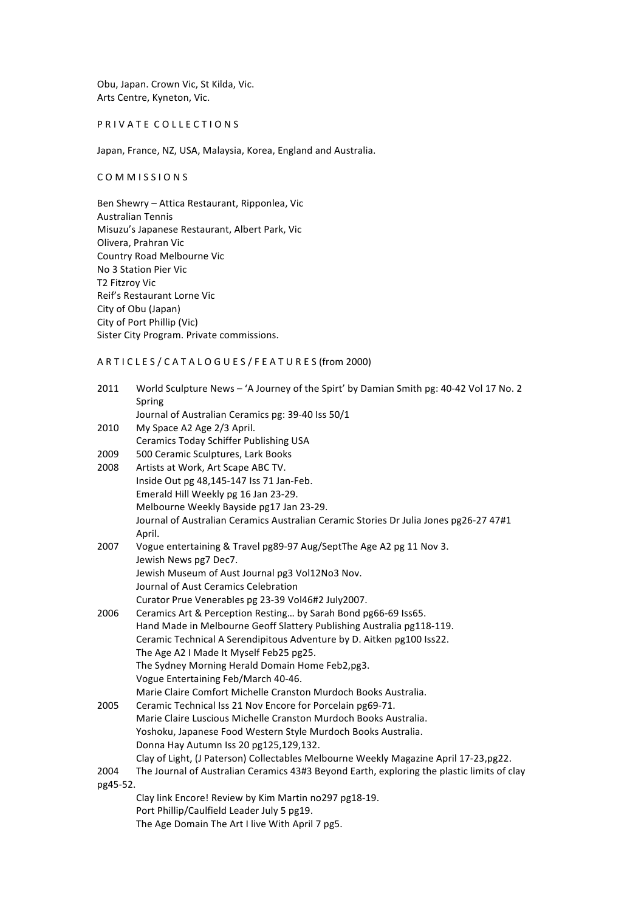Obu, Japan. Crown Vic, St Kilda, Vic.
Arts Centre, Kyneton, Vic.

## P R I V A T E  C O L L E C T I O N S

Japan, France, NZ, USA, Malaysia, Korea, England and Australia.

## C O M M I S S I O N S

Ben Shewry – Attica Restaurant, Ripponlea, Vic
Australian Tennis
Misuzu's Japanese Restaurant, Albert Park, Vic
Olivera, Prahran Vic
Country Road Melbourne Vic
No 3 Station Pier Vic
T2 Fitzroy Vic
Reif's Restaurant Lorne Vic
City of Obu (Japan)
City of Port Phillip (Vic)
Sister City Program. Private commissions.

## A R T I C L E S / C A T A L O G U E S / F E A T U R E S (from 2000)

2011 World Sculpture News – 'A Journey of the Spirt' by Damian Smith pg: 40-42 Vol 17 No. 2 Spring
Journal of Australian Ceramics pg: 39-40 Iss 50/1

2010 My Space A2 Age 2/3 April.
Ceramics Today Schiffer Publishing USA

2009 500 Ceramic Sculptures, Lark Books

2008 Artists at Work, Art Scape ABC TV.
Inside Out pg 48,145-147 Iss 71 Jan-Feb.
Emerald Hill Weekly pg 16 Jan 23-29.
Melbourne Weekly Bayside pg17 Jan 23-29.
Journal of Australian Ceramics Australian Ceramic Stories Dr Julia Jones pg26-27 47#1 April.

2007 Vogue entertaining & Travel pg89-97 Aug/SeptThe Age A2 pg 11 Nov 3.
Jewish News pg7 Dec7.
Jewish Museum of Aust Journal pg3 Vol12No3 Nov.
Journal of Aust Ceramics Celebration
Curator Prue Venerables pg 23-39 Vol46#2 July2007.

2006 Ceramics Art & Perception Resting… by Sarah Bond pg66-69 Iss65.
Hand Made in Melbourne Geoff Slattery Publishing Australia pg118-119.
Ceramic Technical A Serendipitous Adventure by D. Aitken pg100 Iss22.
The Age A2 I Made It Myself Feb25 pg25.
The Sydney Morning Herald Domain Home Feb2,pg3.
Vogue Entertaining Feb/March 40-46.
Marie Claire Comfort Michelle Cranston Murdoch Books Australia.

2005 Ceramic Technical Iss 21 Nov Encore for Porcelain pg69-71.
Marie Claire Luscious Michelle Cranston Murdoch Books Australia.
Yoshoku, Japanese Food Western Style Murdoch Books Australia.
Donna Hay Autumn Iss 20 pg125,129,132.
Clay of Light, (J Paterson) Collectables Melbourne Weekly Magazine April 17-23,pg22.

2004 The Journal of Australian Ceramics 43#3 Beyond Earth, exploring the plastic limits of clay pg45-52.
Clay link Encore! Review by Kim Martin no297 pg18-19.
Port Phillip/Caulfield Leader July 5 pg19.
The Age Domain The Art I live With April 7 pg5.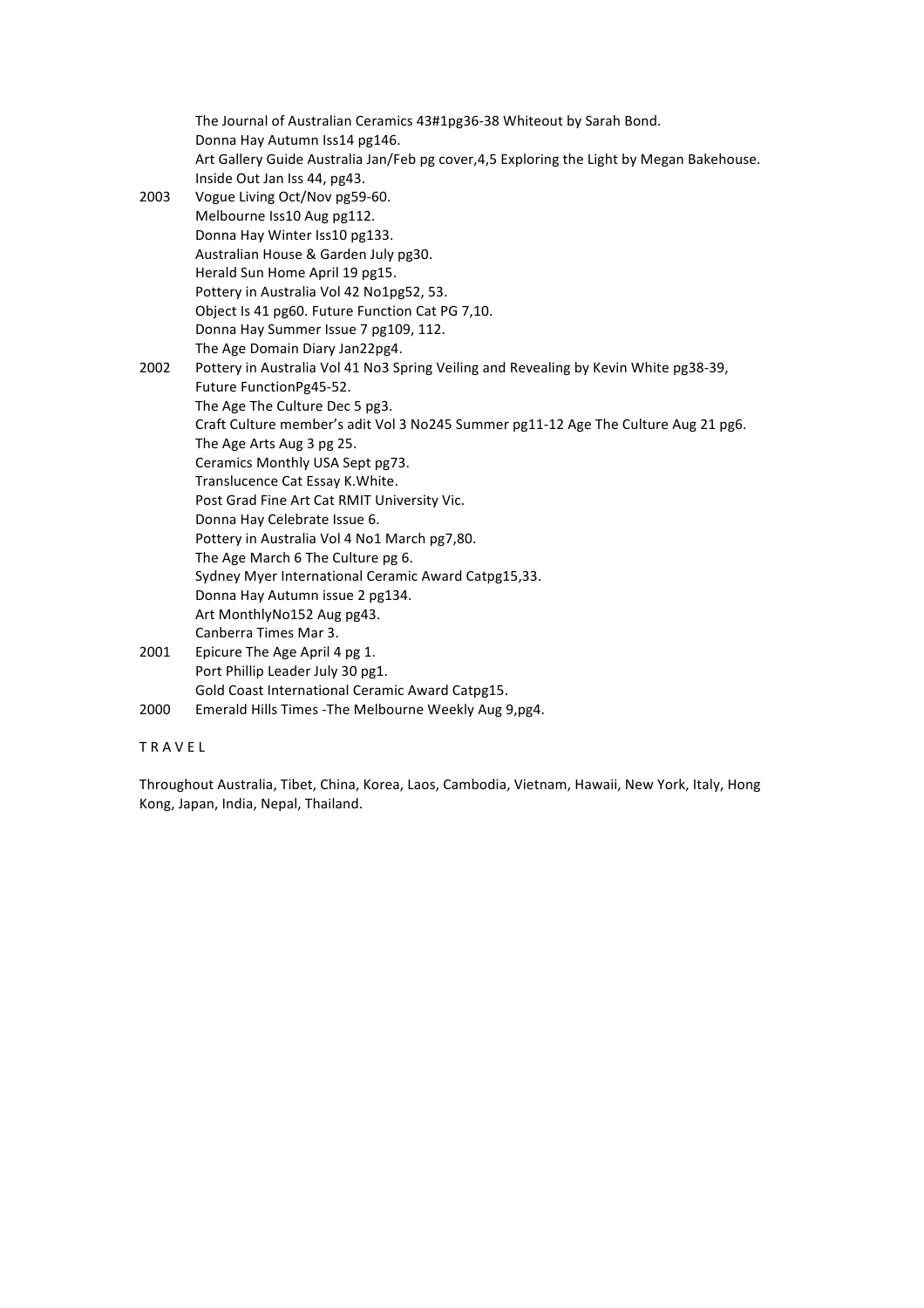The Journal of Australian Ceramics 43#1pg36-38 Whiteout by Sarah Bond.
Donna Hay Autumn Iss14 pg146.
Art Gallery Guide Australia Jan/Feb pg cover,4,5 Exploring the Light by Megan Bakehouse.
Inside Out Jan Iss 44, pg43.

2003 Vogue Living Oct/Nov pg59-60.
Melbourne Iss10 Aug pg112.
Donna Hay Winter Iss10 pg133.
Australian House & Garden July pg30.
Herald Sun Home April 19 pg15.
Pottery in Australia Vol 42 No1pg52, 53.
Object Is 41 pg60. Future Function Cat PG 7,10.
Donna Hay Summer Issue 7 pg109, 112.
The Age Domain Diary Jan22pg4.

2002 Pottery in Australia Vol 41 No3 Spring Veiling and Revealing by Kevin White pg38-39, Future FunctionPg45-52.
The Age The Culture Dec 5 pg3.
Craft Culture member's adit Vol 3 No245 Summer pg11-12 Age The Culture Aug 21 pg6.
The Age Arts Aug 3 pg 25.
Ceramics Monthly USA Sept pg73.
Translucence Cat Essay K.White.
Post Grad Fine Art Cat RMIT University Vic.
Donna Hay Celebrate Issue 6.
Pottery in Australia Vol 4 No1 March pg7,80.
The Age March 6 The Culture pg 6.
Sydney Myer International Ceramic Award Catpg15,33.
Donna Hay Autumn issue 2 pg134.
Art MonthlyNo152 Aug pg43.
Canberra Times Mar 3.

2001 Epicure The Age April 4 pg 1.
Port Phillip Leader July 30 pg1.
Gold Coast International Ceramic Award Catpg15.

2000 Emerald Hills Times -The Melbourne Weekly Aug 9,pg4.

T R A V E L

Throughout Australia, Tibet, China, Korea, Laos, Cambodia, Vietnam, Hawaii, New York, Italy, Hong Kong, Japan, India, Nepal, Thailand.